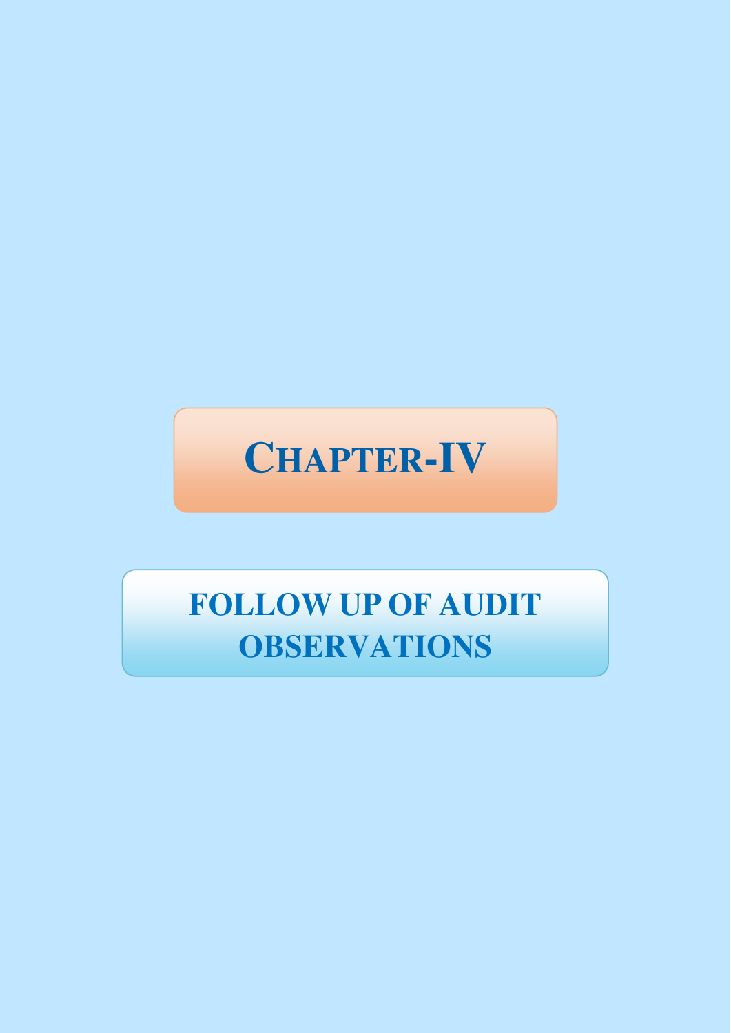# CHAPTER-IV

## FOLLOW UP OF AUDIT OBSERVATIONS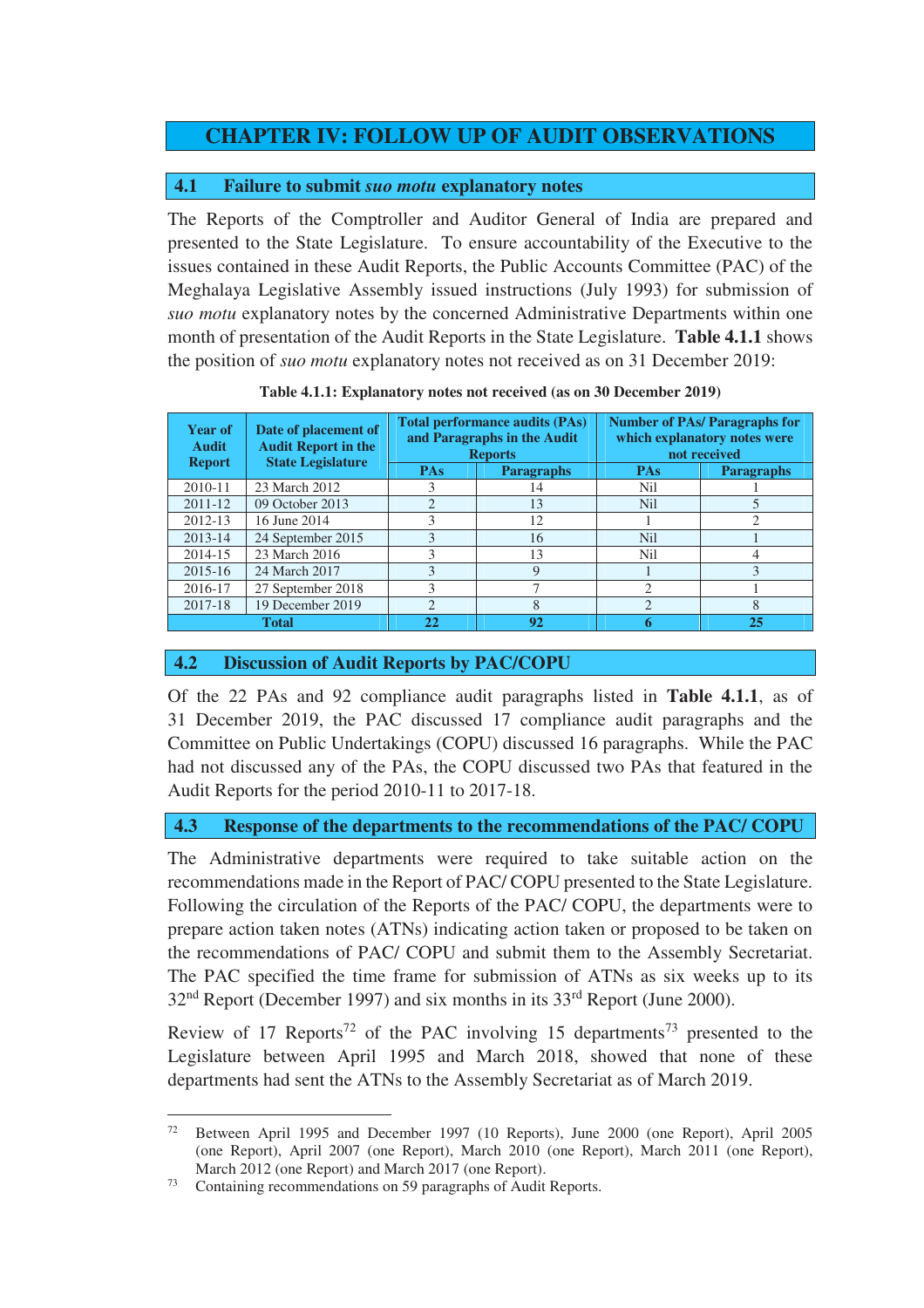# CHAPTER IV: FOLLOW UP OF AUDIT OBSERVATIONS

## 4.1 Failure to submit *suo motu* explanatory notes

The Reports of the Comptroller and Auditor General of India are prepared and presented to the State Legislature. To ensure accountability of the Executive to the issues contained in these Audit Reports, the Public Accounts Committee (PAC) of the Meghalaya Legislative Assembly issued instructions (July 1993) for submission of *suo motu* explanatory notes by the concerned Administrative Departments within one month of presentation of the Audit Reports in the State Legislature. **Table 4.1.1** shows the position of *suo motu* explanatory notes not received as on 31 December 2019:

**Table 4.1.1: Explanatory notes not received (as on 30 December 2019)**

| Year of Audit Report | Date of placement of Audit Report in the State Legislature | Total performance audits (PAs) and Paragraphs in the Audit Reports | | Number of PAs/ Paragraphs for which explanatory notes were not received | |
|---|---|---|---|---|---|
| | | PAs | Paragraphs | PAs | Paragraphs |
| 2010-11 | 23 March 2012 | 3 | 14 | Nil | 1 |
| 2011-12 | 09 October 2013 | 2 | 13 | Nil | 5 |
| 2012-13 | 16 June 2014 | 3 | 12 | 1 | 2 |
| 2013-14 | 24 September 2015 | 3 | 16 | Nil | 1 |
| 2014-15 | 23 March 2016 | 3 | 13 | Nil | 4 |
| 2015-16 | 24 March 2017 | 3 | 9 | 1 | 3 |
| 2016-17 | 27 September 2018 | 3 | 7 | 2 | 1 |
| 2017-18 | 19 December 2019 | 2 | 8 | 2 | 8 |
| **Total** | | **22** | **92** | **6** | **25** |

## 4.2 Discussion of Audit Reports by PAC/COPU

Of the 22 PAs and 92 compliance audit paragraphs listed in **Table 4.1.1**, as of 31 December 2019, the PAC discussed 17 compliance audit paragraphs and the Committee on Public Undertakings (COPU) discussed 16 paragraphs. While the PAC had not discussed any of the PAs, the COPU discussed two PAs that featured in the Audit Reports for the period 2010-11 to 2017-18.

## 4.3 Response of the departments to the recommendations of the PAC/ COPU

The Administrative departments were required to take suitable action on the recommendations made in the Report of PAC/ COPU presented to the State Legislature. Following the circulation of the Reports of the PAC/ COPU, the departments were to prepare action taken notes (ATNs) indicating action taken or proposed to be taken on the recommendations of PAC/ COPU and submit them to the Assembly Secretariat. The PAC specified the time frame for submission of ATNs as six weeks up to its 32nd Report (December 1997) and six months in its 33rd Report (June 2000).

Review of 17 Reports[72] of the PAC involving 15 departments[73] presented to the Legislature between April 1995 and March 2018, showed that none of these departments had sent the ATNs to the Assembly Secretariat as of March 2019.

---

[72] Between April 1995 and December 1997 (10 Reports), June 2000 (one Report), April 2005 (one Report), April 2007 (one Report), March 2010 (one Report), March 2011 (one Report), March 2012 (one Report) and March 2017 (one Report).

[73] Containing recommendations on 59 paragraphs of Audit Reports.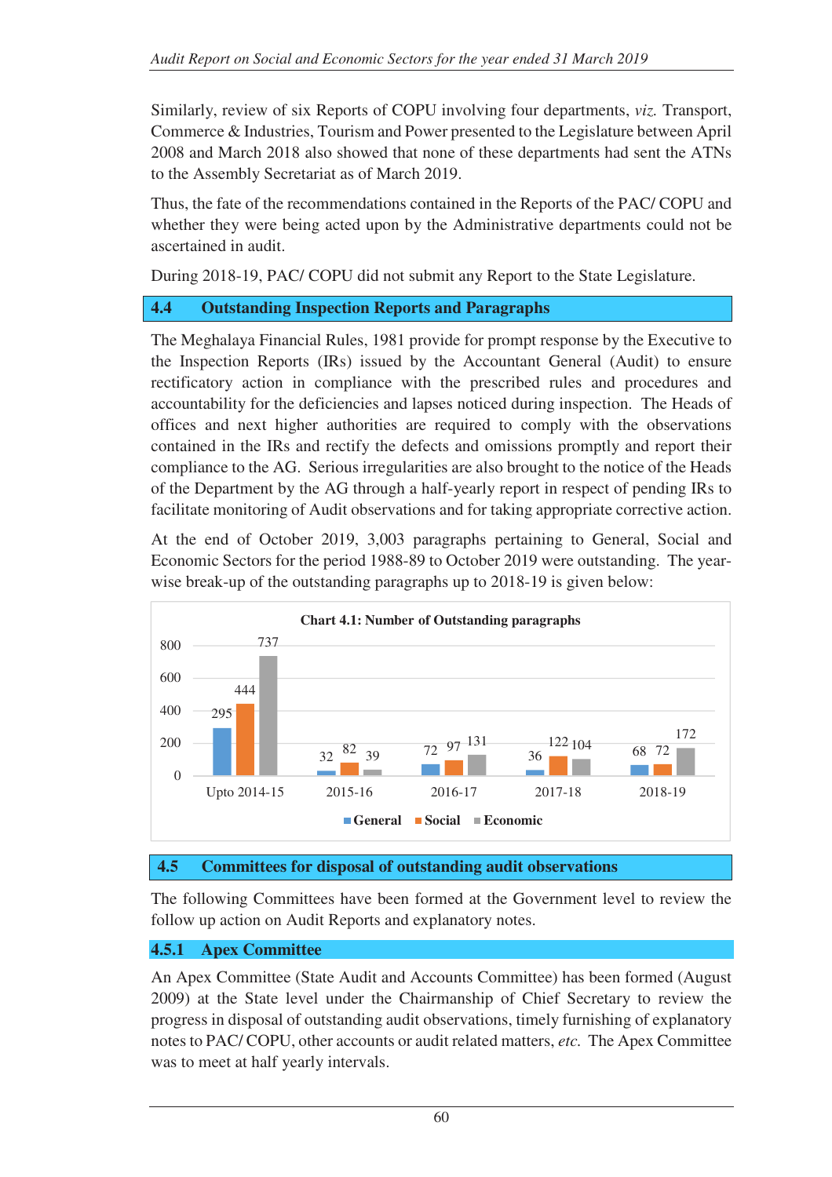Similarly, review of six Reports of COPU involving four departments, *viz.* Transport, Commerce & Industries, Tourism and Power presented to the Legislature between April 2008 and March 2018 also showed that none of these departments had sent the ATNs to the Assembly Secretariat as of March 2019.

Thus, the fate of the recommendations contained in the Reports of the PAC/ COPU and whether they were being acted upon by the Administrative departments could not be ascertained in audit.

During 2018-19, PAC/ COPU did not submit any Report to the State Legislature.

## 4.4 Outstanding Inspection Reports and Paragraphs

The Meghalaya Financial Rules, 1981 provide for prompt response by the Executive to the Inspection Reports (IRs) issued by the Accountant General (Audit) to ensure rectificatory action in compliance with the prescribed rules and procedures and accountability for the deficiencies and lapses noticed during inspection. The Heads of offices and next higher authorities are required to comply with the observations contained in the IRs and rectify the defects and omissions promptly and report their compliance to the AG. Serious irregularities are also brought to the notice of the Heads of the Department by the AG through a half-yearly report in respect of pending IRs to facilitate monitoring of Audit observations and for taking appropriate corrective action.

At the end of October 2019, 3,003 paragraphs pertaining to General, Social and Economic Sectors for the period 1988-89 to October 2019 were outstanding. The year-wise break-up of the outstanding paragraphs up to 2018-19 is given below:

**Chart 4.1: Number of Outstanding paragraphs**

| Period | General | Social | Economic |
|---|---|---|---|
| Upto 2014-15 | 295 | 444 | 737 |
| 2015-16 | 32 | 82 | 39 |
| 2016-17 | 72 | 97 | 131 |
| 2017-18 | 36 | 122 | 104 |
| 2018-19 | 68 | 72 | 172 |

## 4.5 Committees for disposal of outstanding audit observations

The following Committees have been formed at the Government level to review the follow up action on Audit Reports and explanatory notes.

### 4.5.1 Apex Committee

An Apex Committee (State Audit and Accounts Committee) has been formed (August 2009) at the State level under the Chairmanship of Chief Secretary to review the progress in disposal of outstanding audit observations, timely furnishing of explanatory notes to PAC/ COPU, other accounts or audit related matters, *etc.* The Apex Committee was to meet at half yearly intervals.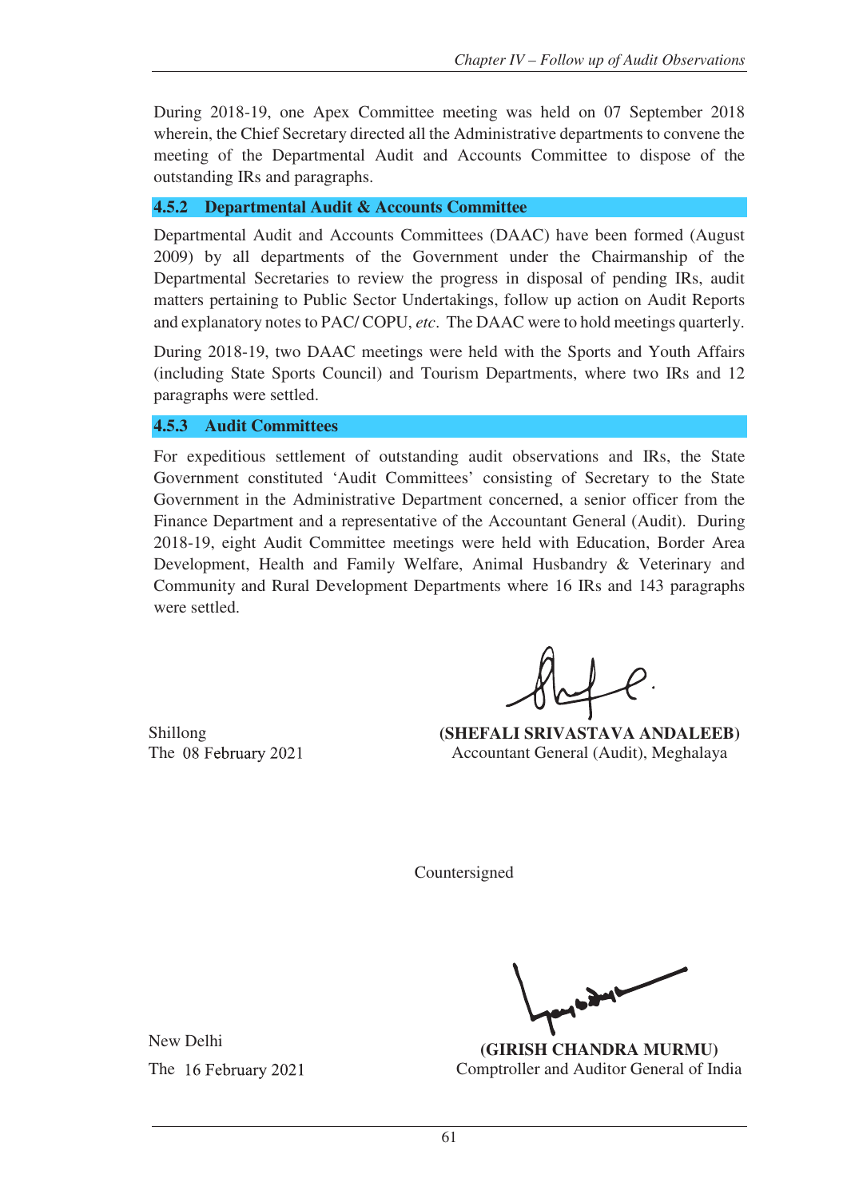During 2018-19, one Apex Committee meeting was held on 07 September 2018 wherein, the Chief Secretary directed all the Administrative departments to convene the meeting of the Departmental Audit and Accounts Committee to dispose of the outstanding IRs and paragraphs.

### 4.5.2 Departmental Audit & Accounts Committee

Departmental Audit and Accounts Committees (DAAC) have been formed (August 2009) by all departments of the Government under the Chairmanship of the Departmental Secretaries to review the progress in disposal of pending IRs, audit matters pertaining to Public Sector Undertakings, follow up action on Audit Reports and explanatory notes to PAC/ COPU, *etc*. The DAAC were to hold meetings quarterly.

During 2018-19, two DAAC meetings were held with the Sports and Youth Affairs (including State Sports Council) and Tourism Departments, where two IRs and 12 paragraphs were settled.

### 4.5.3 Audit Committees

For expeditious settlement of outstanding audit observations and IRs, the State Government constituted 'Audit Committees' consisting of Secretary to the State Government in the Administrative Department concerned, a senior officer from the Finance Department and a representative of the Accountant General (Audit). During 2018-19, eight Audit Committee meetings were held with Education, Border Area Development, Health and Family Welfare, Animal Husbandry & Veterinary and Community and Rural Development Departments where 16 IRs and 143 paragraphs were settled.

Shillong
The 08 February 2021

**(SHEFALI SRIVASTAVA ANDALEEB)**
Accountant General (Audit), Meghalaya

Countersigned

New Delhi
The 16 February 2021

**(GIRISH CHANDRA MURMU)**
Comptroller and Auditor General of India